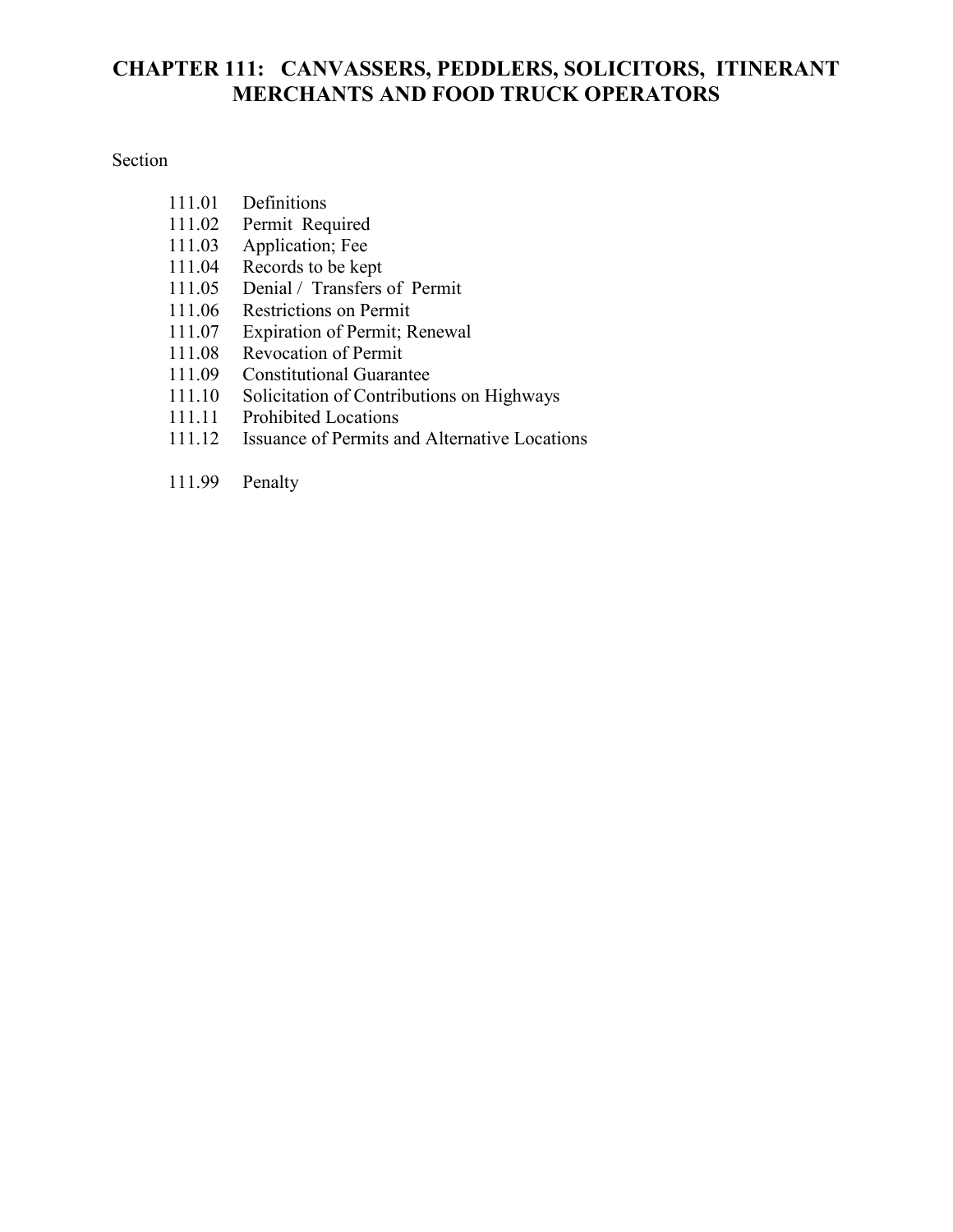# CHAPTER 111: CANVASSERS, PEDDLERS, SOLICITORS, ITINERANT MERCHANTS AND FOOD TRUCK OPERATORS

Section

111.01 Definitions
111.02 Permit Required
111.03 Application; Fee
111.04 Records to be kept
111.05 Denial / Transfers of Permit
111.06 Restrictions on Permit
111.07 Expiration of Permit; Renewal
111.08 Revocation of Permit
111.09 Constitutional Guarantee
111.10 Solicitation of Contributions on Highways
111.11 Prohibited Locations
111.12 Issuance of Permits and Alternative Locations

111.99 Penalty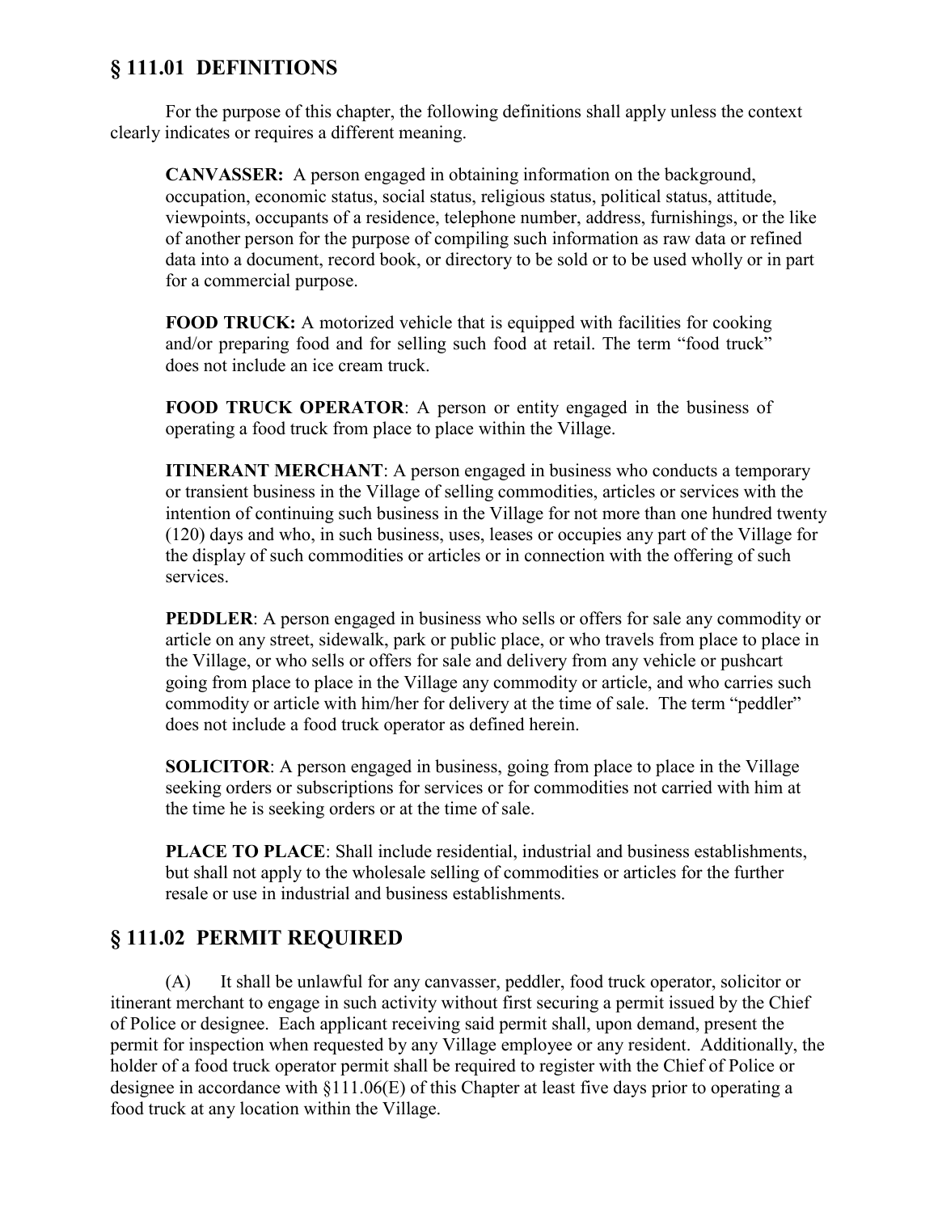## § 111.01 DEFINITIONS

For the purpose of this chapter, the following definitions shall apply unless the context clearly indicates or requires a different meaning.

**CANVASSER:** A person engaged in obtaining information on the background, occupation, economic status, social status, religious status, political status, attitude, viewpoints, occupants of a residence, telephone number, address, furnishings, or the like of another person for the purpose of compiling such information as raw data or refined data into a document, record book, or directory to be sold or to be used wholly or in part for a commercial purpose.

**FOOD TRUCK:** A motorized vehicle that is equipped with facilities for cooking and/or preparing food and for selling such food at retail. The term "food truck" does not include an ice cream truck.

**FOOD TRUCK OPERATOR**: A person or entity engaged in the business of operating a food truck from place to place within the Village.

**ITINERANT MERCHANT**: A person engaged in business who conducts a temporary or transient business in the Village of selling commodities, articles or services with the intention of continuing such business in the Village for not more than one hundred twenty (120) days and who, in such business, uses, leases or occupies any part of the Village for the display of such commodities or articles or in connection with the offering of such services.

**PEDDLER**: A person engaged in business who sells or offers for sale any commodity or article on any street, sidewalk, park or public place, or who travels from place to place in the Village, or who sells or offers for sale and delivery from any vehicle or pushcart going from place to place in the Village any commodity or article, and who carries such commodity or article with him/her for delivery at the time of sale. The term "peddler" does not include a food truck operator as defined herein.

**SOLICITOR**: A person engaged in business, going from place to place in the Village seeking orders or subscriptions for services or for commodities not carried with him at the time he is seeking orders or at the time of sale.

**PLACE TO PLACE**: Shall include residential, industrial and business establishments, but shall not apply to the wholesale selling of commodities or articles for the further resale or use in industrial and business establishments.

## § 111.02 PERMIT REQUIRED

(A) It shall be unlawful for any canvasser, peddler, food truck operator, solicitor or itinerant merchant to engage in such activity without first securing a permit issued by the Chief of Police or designee. Each applicant receiving said permit shall, upon demand, present the permit for inspection when requested by any Village employee or any resident. Additionally, the holder of a food truck operator permit shall be required to register with the Chief of Police or designee in accordance with §111.06(E) of this Chapter at least five days prior to operating a food truck at any location within the Village.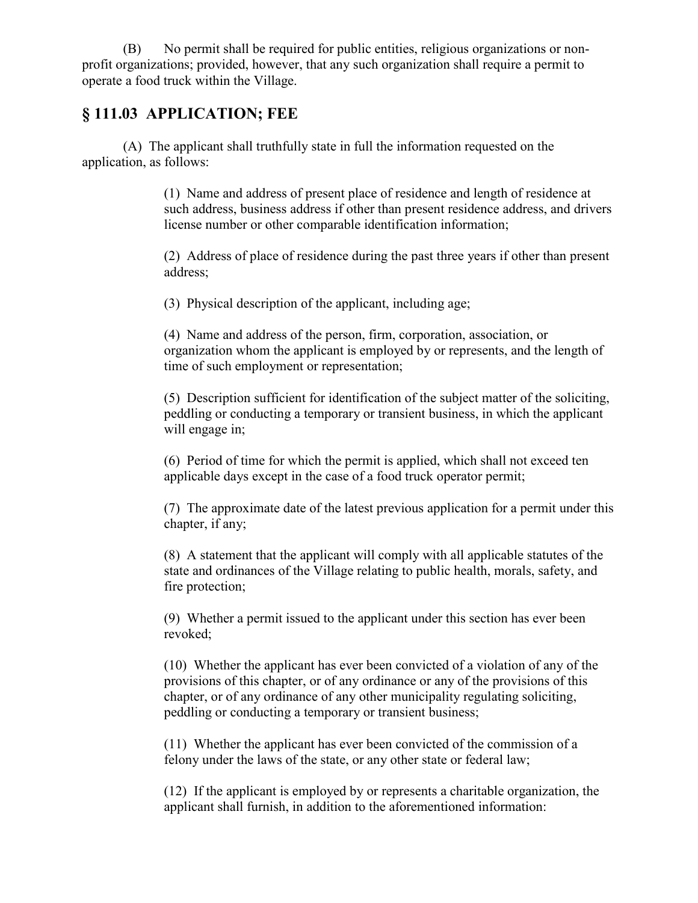(B) No permit shall be required for public entities, religious organizations or non-profit organizations; provided, however, that any such organization shall require a permit to operate a food truck within the Village.

## § 111.03 APPLICATION; FEE

(A) The applicant shall truthfully state in full the information requested on the application, as follows:

(1) Name and address of present place of residence and length of residence at such address, business address if other than present residence address, and drivers license number or other comparable identification information;

(2) Address of place of residence during the past three years if other than present address;

(3) Physical description of the applicant, including age;

(4) Name and address of the person, firm, corporation, association, or organization whom the applicant is employed by or represents, and the length of time of such employment or representation;

(5) Description sufficient for identification of the subject matter of the soliciting, peddling or conducting a temporary or transient business, in which the applicant will engage in;

(6) Period of time for which the permit is applied, which shall not exceed ten applicable days except in the case of a food truck operator permit;

(7) The approximate date of the latest previous application for a permit under this chapter, if any;

(8) A statement that the applicant will comply with all applicable statutes of the state and ordinances of the Village relating to public health, morals, safety, and fire protection;

(9) Whether a permit issued to the applicant under this section has ever been revoked;

(10) Whether the applicant has ever been convicted of a violation of any of the provisions of this chapter, or of any ordinance or any of the provisions of this chapter, or of any ordinance of any other municipality regulating soliciting, peddling or conducting a temporary or transient business;

(11) Whether the applicant has ever been convicted of the commission of a felony under the laws of the state, or any other state or federal law;

(12) If the applicant is employed by or represents a charitable organization, the applicant shall furnish, in addition to the aforementioned information: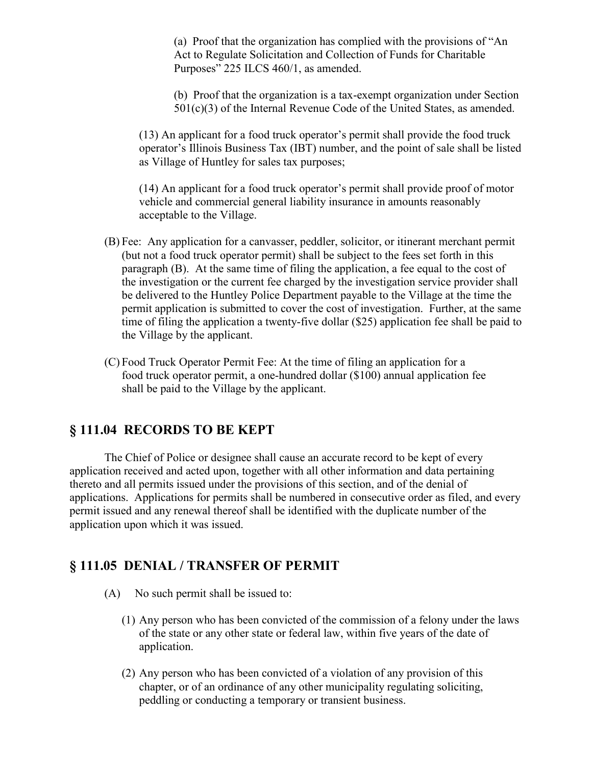(a) Proof that the organization has complied with the provisions of "An Act to Regulate Solicitation and Collection of Funds for Charitable Purposes" 225 ILCS 460/1, as amended.

(b) Proof that the organization is a tax-exempt organization under Section 501(c)(3) of the Internal Revenue Code of the United States, as amended.

(13) An applicant for a food truck operator's permit shall provide the food truck operator's Illinois Business Tax (IBT) number, and the point of sale shall be listed as Village of Huntley for sales tax purposes;

(14) An applicant for a food truck operator's permit shall provide proof of motor vehicle and commercial general liability insurance in amounts reasonably acceptable to the Village.

(B) Fee: Any application for a canvasser, peddler, solicitor, or itinerant merchant permit (but not a food truck operator permit) shall be subject to the fees set forth in this paragraph (B). At the same time of filing the application, a fee equal to the cost of the investigation or the current fee charged by the investigation service provider shall be delivered to the Huntley Police Department payable to the Village at the time the permit application is submitted to cover the cost of investigation. Further, at the same time of filing the application a twenty-five dollar ($25) application fee shall be paid to the Village by the applicant.

(C) Food Truck Operator Permit Fee: At the time of filing an application for a food truck operator permit, a one-hundred dollar ($100) annual application fee shall be paid to the Village by the applicant.

## § 111.04 RECORDS TO BE KEPT

The Chief of Police or designee shall cause an accurate record to be kept of every application received and acted upon, together with all other information and data pertaining thereto and all permits issued under the provisions of this section, and of the denial of applications. Applications for permits shall be numbered in consecutive order as filed, and every permit issued and any renewal thereof shall be identified with the duplicate number of the application upon which it was issued.

## § 111.05 DENIAL / TRANSFER OF PERMIT

(A) No such permit shall be issued to:

(1) Any person who has been convicted of the commission of a felony under the laws of the state or any other state or federal law, within five years of the date of application.

(2) Any person who has been convicted of a violation of any provision of this chapter, or of an ordinance of any other municipality regulating soliciting, peddling or conducting a temporary or transient business.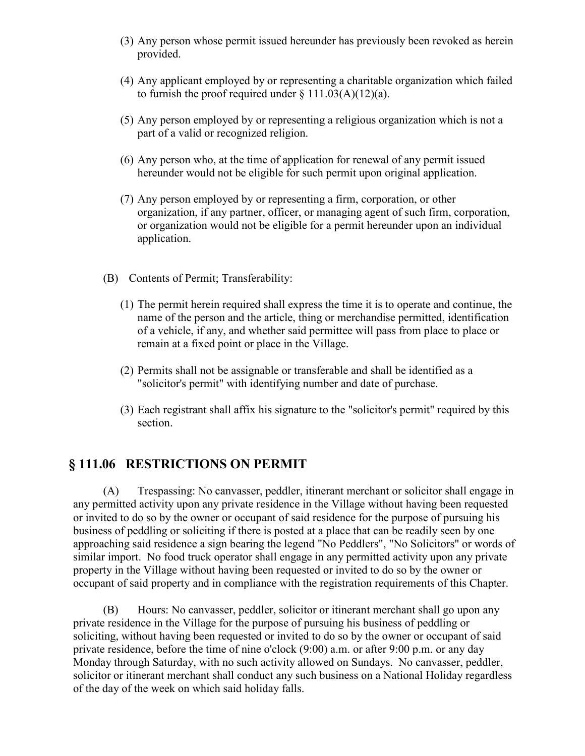(3) Any person whose permit issued hereunder has previously been revoked as herein provided.

(4) Any applicant employed by or representing a charitable organization which failed to furnish the proof required under § 111.03(A)(12)(a).

(5) Any person employed by or representing a religious organization which is not a part of a valid or recognized religion.

(6) Any person who, at the time of application for renewal of any permit issued hereunder would not be eligible for such permit upon original application.

(7) Any person employed by or representing a firm, corporation, or other organization, if any partner, officer, or managing agent of such firm, corporation, or organization would not be eligible for a permit hereunder upon an individual application.

(B) Contents of Permit; Transferability:

(1) The permit herein required shall express the time it is to operate and continue, the name of the person and the article, thing or merchandise permitted, identification of a vehicle, if any, and whether said permittee will pass from place to place or remain at a fixed point or place in the Village.

(2) Permits shall not be assignable or transferable and shall be identified as a "solicitor's permit" with identifying number and date of purchase.

(3) Each registrant shall affix his signature to the "solicitor's permit" required by this section.

## § 111.06 RESTRICTIONS ON PERMIT

(A) Trespassing: No canvasser, peddler, itinerant merchant or solicitor shall engage in any permitted activity upon any private residence in the Village without having been requested or invited to do so by the owner or occupant of said residence for the purpose of pursuing his business of peddling or soliciting if there is posted at a place that can be readily seen by one approaching said residence a sign bearing the legend "No Peddlers", "No Solicitors" or words of similar import. No food truck operator shall engage in any permitted activity upon any private property in the Village without having been requested or invited to do so by the owner or occupant of said property and in compliance with the registration requirements of this Chapter.

(B) Hours: No canvasser, peddler, solicitor or itinerant merchant shall go upon any private residence in the Village for the purpose of pursuing his business of peddling or soliciting, without having been requested or invited to do so by the owner or occupant of said private residence, before the time of nine o'clock (9:00) a.m. or after 9:00 p.m. or any day Monday through Saturday, with no such activity allowed on Sundays. No canvasser, peddler, solicitor or itinerant merchant shall conduct any such business on a National Holiday regardless of the day of the week on which said holiday falls.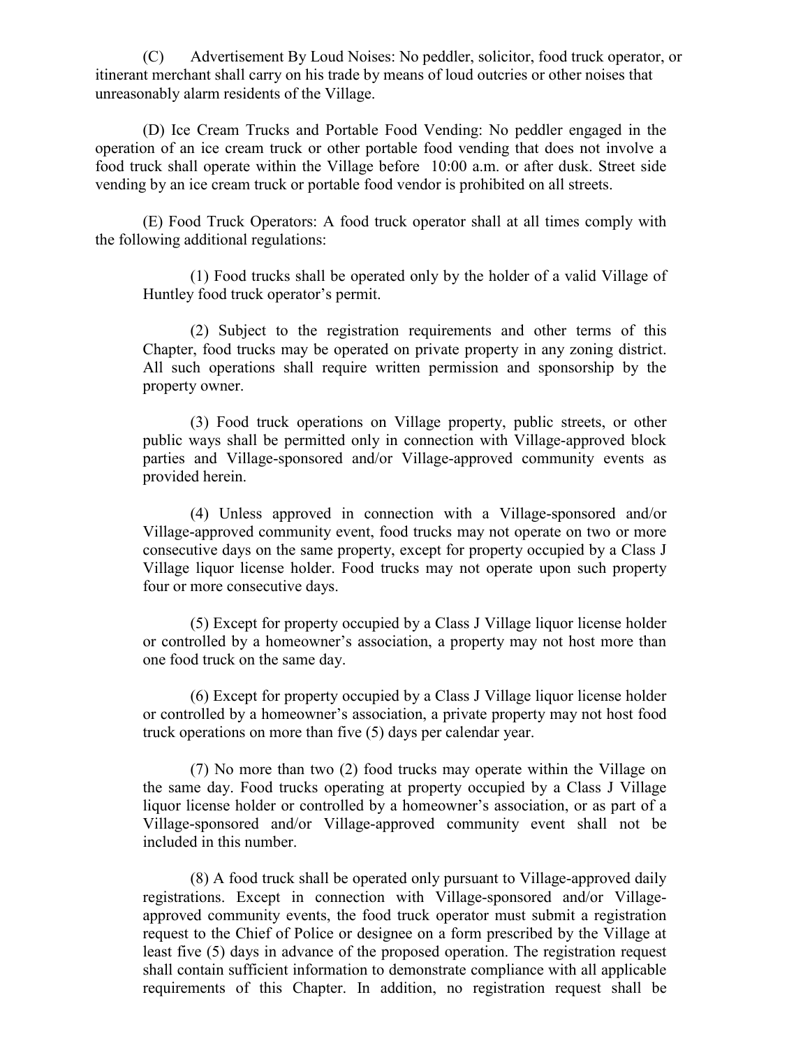(C) Advertisement By Loud Noises: No peddler, solicitor, food truck operator, or itinerant merchant shall carry on his trade by means of loud outcries or other noises that unreasonably alarm residents of the Village.

(D) Ice Cream Trucks and Portable Food Vending: No peddler engaged in the operation of an ice cream truck or other portable food vending that does not involve a food truck shall operate within the Village before 10:00 a.m. or after dusk. Street side vending by an ice cream truck or portable food vendor is prohibited on all streets.

(E) Food Truck Operators: A food truck operator shall at all times comply with the following additional regulations:

(1) Food trucks shall be operated only by the holder of a valid Village of Huntley food truck operator's permit.

(2) Subject to the registration requirements and other terms of this Chapter, food trucks may be operated on private property in any zoning district. All such operations shall require written permission and sponsorship by the property owner.

(3) Food truck operations on Village property, public streets, or other public ways shall be permitted only in connection with Village-approved block parties and Village-sponsored and/or Village-approved community events as provided herein.

(4) Unless approved in connection with a Village-sponsored and/or Village-approved community event, food trucks may not operate on two or more consecutive days on the same property, except for property occupied by a Class J Village liquor license holder. Food trucks may not operate upon such property four or more consecutive days.

(5) Except for property occupied by a Class J Village liquor license holder or controlled by a homeowner's association, a property may not host more than one food truck on the same day.

(6) Except for property occupied by a Class J Village liquor license holder or controlled by a homeowner's association, a private property may not host food truck operations on more than five (5) days per calendar year.

(7) No more than two (2) food trucks may operate within the Village on the same day. Food trucks operating at property occupied by a Class J Village liquor license holder or controlled by a homeowner's association, or as part of a Village-sponsored and/or Village-approved community event shall not be included in this number.

(8) A food truck shall be operated only pursuant to Village-approved daily registrations. Except in connection with Village-sponsored and/or Village-approved community events, the food truck operator must submit a registration request to the Chief of Police or designee on a form prescribed by the Village at least five (5) days in advance of the proposed operation. The registration request shall contain sufficient information to demonstrate compliance with all applicable requirements of this Chapter. In addition, no registration request shall be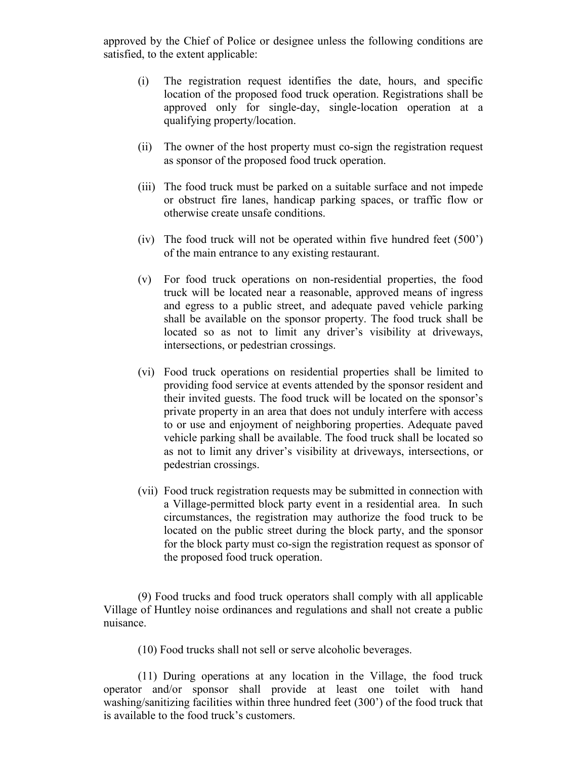approved by the Chief of Police or designee unless the following conditions are satisfied, to the extent applicable:

(i) The registration request identifies the date, hours, and specific location of the proposed food truck operation. Registrations shall be approved only for single-day, single-location operation at a qualifying property/location.

(ii) The owner of the host property must co-sign the registration request as sponsor of the proposed food truck operation.

(iii) The food truck must be parked on a suitable surface and not impede or obstruct fire lanes, handicap parking spaces, or traffic flow or otherwise create unsafe conditions.

(iv) The food truck will not be operated within five hundred feet (500') of the main entrance to any existing restaurant.

(v) For food truck operations on non-residential properties, the food truck will be located near a reasonable, approved means of ingress and egress to a public street, and adequate paved vehicle parking shall be available on the sponsor property. The food truck shall be located so as not to limit any driver's visibility at driveways, intersections, or pedestrian crossings.

(vi) Food truck operations on residential properties shall be limited to providing food service at events attended by the sponsor resident and their invited guests. The food truck will be located on the sponsor's private property in an area that does not unduly interfere with access to or use and enjoyment of neighboring properties. Adequate paved vehicle parking shall be available. The food truck shall be located so as not to limit any driver's visibility at driveways, intersections, or pedestrian crossings.

(vii) Food truck registration requests may be submitted in connection with a Village-permitted block party event in a residential area. In such circumstances, the registration may authorize the food truck to be located on the public street during the block party, and the sponsor for the block party must co-sign the registration request as sponsor of the proposed food truck operation.

(9) Food trucks and food truck operators shall comply with all applicable Village of Huntley noise ordinances and regulations and shall not create a public nuisance.

(10) Food trucks shall not sell or serve alcoholic beverages.

(11) During operations at any location in the Village, the food truck operator and/or sponsor shall provide at least one toilet with hand washing/sanitizing facilities within three hundred feet (300') of the food truck that is available to the food truck's customers.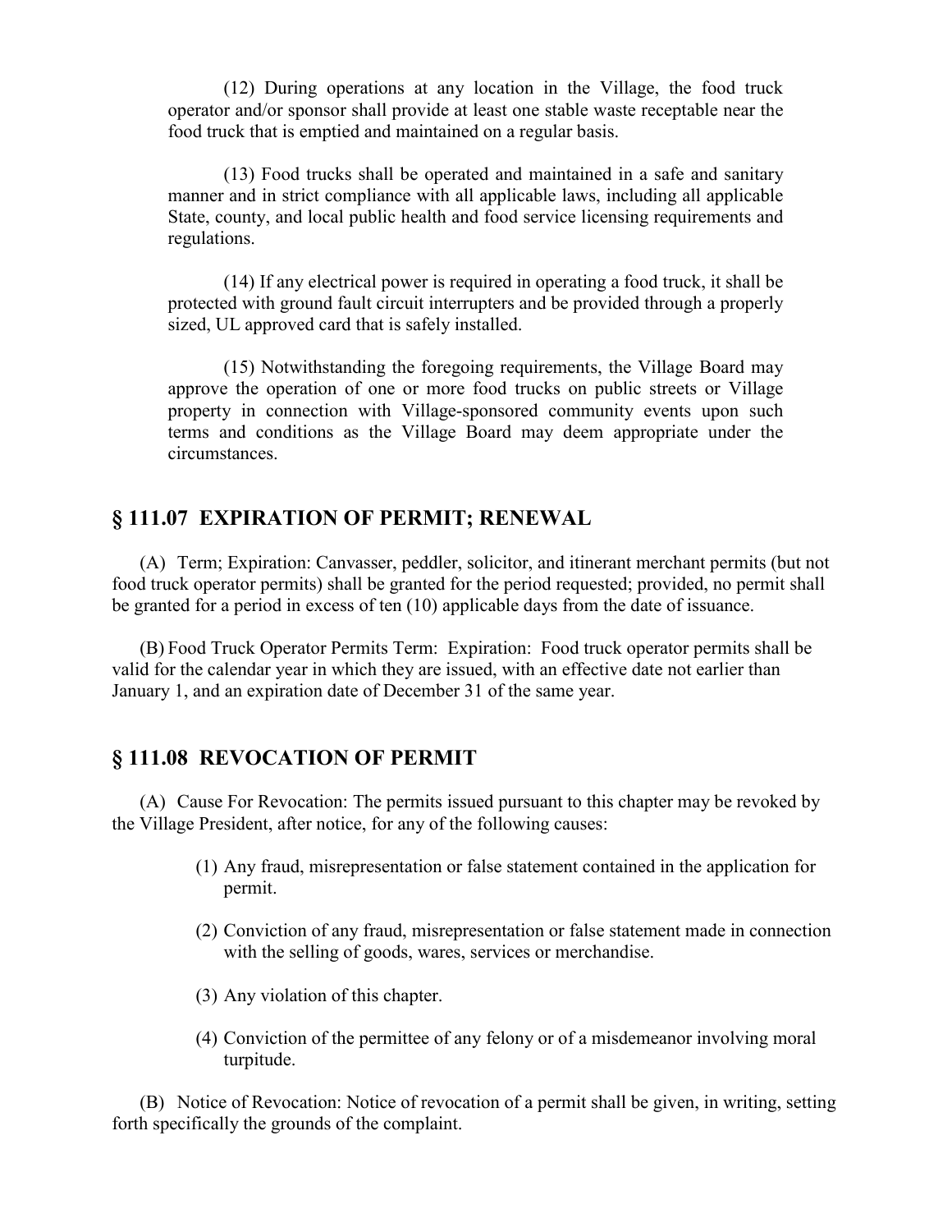(12) During operations at any location in the Village, the food truck operator and/or sponsor shall provide at least one stable waste receptable near the food truck that is emptied and maintained on a regular basis.

(13) Food trucks shall be operated and maintained in a safe and sanitary manner and in strict compliance with all applicable laws, including all applicable State, county, and local public health and food service licensing requirements and regulations.

(14) If any electrical power is required in operating a food truck, it shall be protected with ground fault circuit interrupters and be provided through a properly sized, UL approved card that is safely installed.

(15) Notwithstanding the foregoing requirements, the Village Board may approve the operation of one or more food trucks on public streets or Village property in connection with Village-sponsored community events upon such terms and conditions as the Village Board may deem appropriate under the circumstances.

## § 111.07 EXPIRATION OF PERMIT; RENEWAL

(A) Term; Expiration: Canvasser, peddler, solicitor, and itinerant merchant permits (but not food truck operator permits) shall be granted for the period requested; provided, no permit shall be granted for a period in excess of ten (10) applicable days from the date of issuance.

(B) Food Truck Operator Permits Term: Expiration: Food truck operator permits shall be valid for the calendar year in which they are issued, with an effective date not earlier than January 1, and an expiration date of December 31 of the same year.

## § 111.08 REVOCATION OF PERMIT

(A) Cause For Revocation: The permits issued pursuant to this chapter may be revoked by the Village President, after notice, for any of the following causes:

(1) Any fraud, misrepresentation or false statement contained in the application for permit.

(2) Conviction of any fraud, misrepresentation or false statement made in connection with the selling of goods, wares, services or merchandise.

(3) Any violation of this chapter.

(4) Conviction of the permittee of any felony or of a misdemeanor involving moral turpitude.

(B) Notice of Revocation: Notice of revocation of a permit shall be given, in writing, setting forth specifically the grounds of the complaint.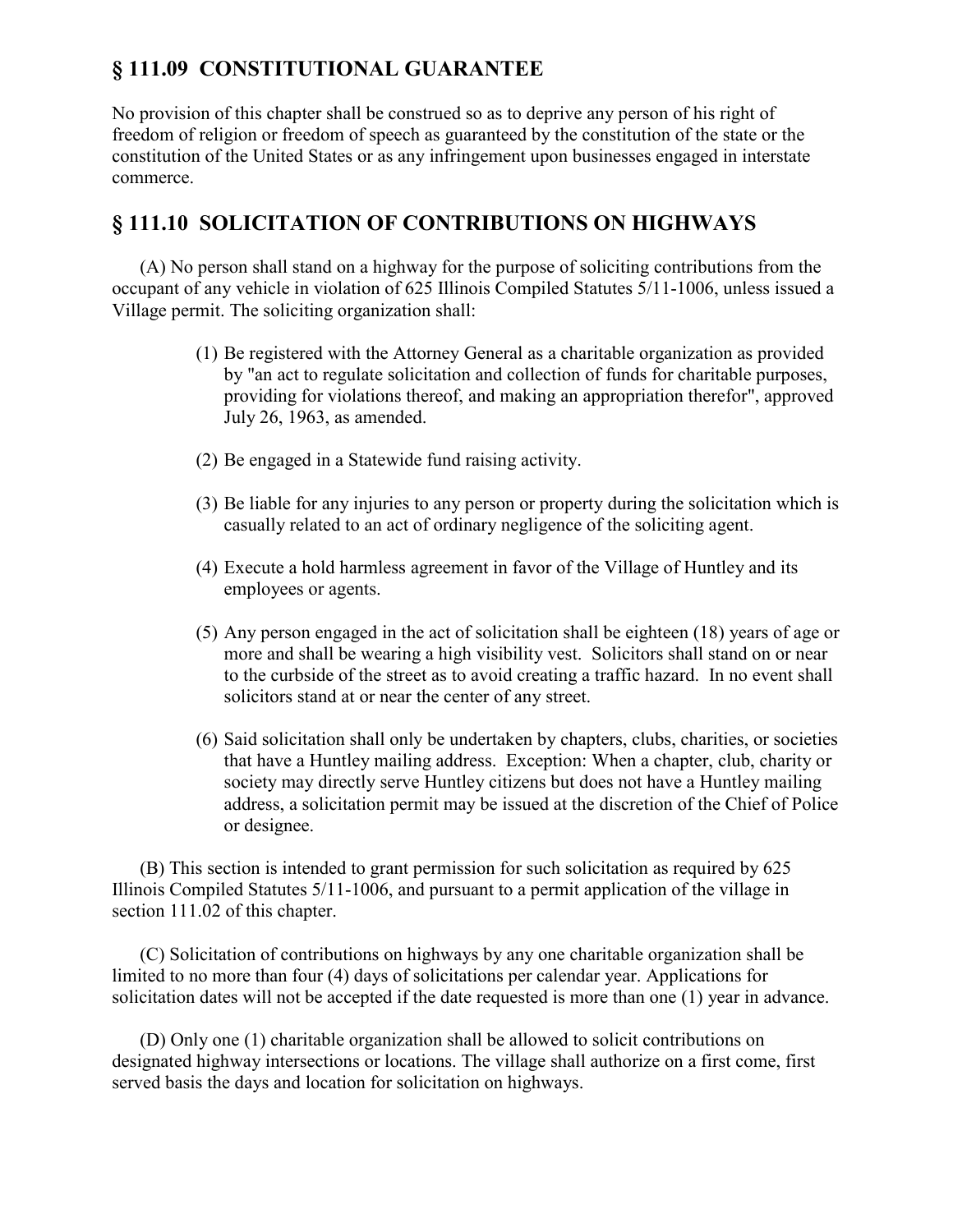## § 111.09 CONSTITUTIONAL GUARANTEE

No provision of this chapter shall be construed so as to deprive any person of his right of freedom of religion or freedom of speech as guaranteed by the constitution of the state or the constitution of the United States or as any infringement upon businesses engaged in interstate commerce.

## § 111.10 SOLICITATION OF CONTRIBUTIONS ON HIGHWAYS

(A) No person shall stand on a highway for the purpose of soliciting contributions from the occupant of any vehicle in violation of 625 Illinois Compiled Statutes 5/11-1006, unless issued a Village permit. The soliciting organization shall:

(1) Be registered with the Attorney General as a charitable organization as provided by "an act to regulate solicitation and collection of funds for charitable purposes, providing for violations thereof, and making an appropriation therefor", approved July 26, 1963, as amended.

(2) Be engaged in a Statewide fund raising activity.

(3) Be liable for any injuries to any person or property during the solicitation which is casually related to an act of ordinary negligence of the soliciting agent.

(4) Execute a hold harmless agreement in favor of the Village of Huntley and its employees or agents.

(5) Any person engaged in the act of solicitation shall be eighteen (18) years of age or more and shall be wearing a high visibility vest. Solicitors shall stand on or near to the curbside of the street as to avoid creating a traffic hazard. In no event shall solicitors stand at or near the center of any street.

(6) Said solicitation shall only be undertaken by chapters, clubs, charities, or societies that have a Huntley mailing address. Exception: When a chapter, club, charity or society may directly serve Huntley citizens but does not have a Huntley mailing address, a solicitation permit may be issued at the discretion of the Chief of Police or designee.

(B) This section is intended to grant permission for such solicitation as required by 625 Illinois Compiled Statutes 5/11-1006, and pursuant to a permit application of the village in section 111.02 of this chapter.

(C) Solicitation of contributions on highways by any one charitable organization shall be limited to no more than four (4) days of solicitations per calendar year. Applications for solicitation dates will not be accepted if the date requested is more than one (1) year in advance.

(D) Only one (1) charitable organization shall be allowed to solicit contributions on designated highway intersections or locations. The village shall authorize on a first come, first served basis the days and location for solicitation on highways.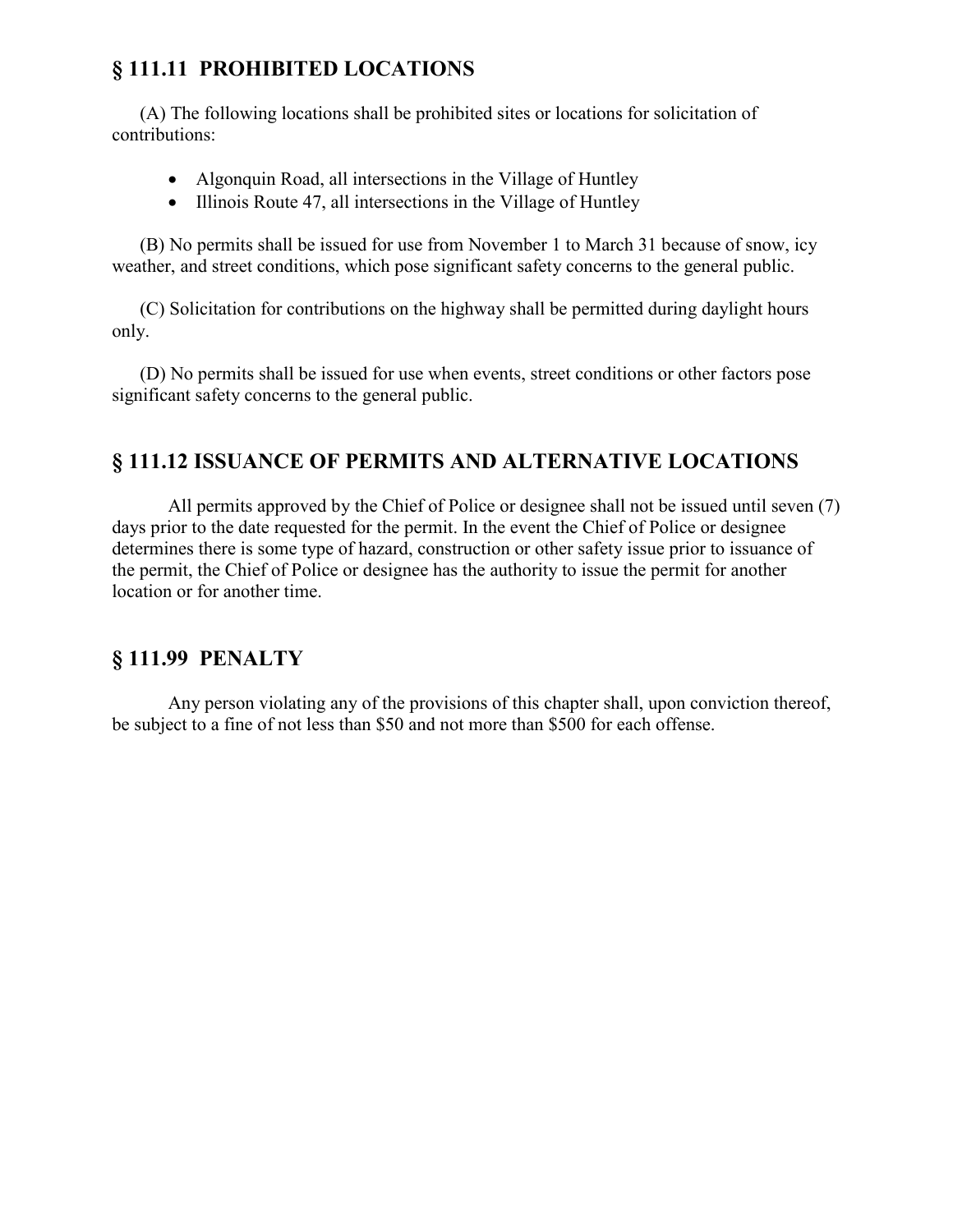## § 111.11 PROHIBITED LOCATIONS

(A) The following locations shall be prohibited sites or locations for solicitation of contributions:

- Algonquin Road, all intersections in the Village of Huntley
- Illinois Route 47, all intersections in the Village of Huntley

(B) No permits shall be issued for use from November 1 to March 31 because of snow, icy weather, and street conditions, which pose significant safety concerns to the general public.

(C) Solicitation for contributions on the highway shall be permitted during daylight hours only.

(D) No permits shall be issued for use when events, street conditions or other factors pose significant safety concerns to the general public.

## § 111.12 ISSUANCE OF PERMITS AND ALTERNATIVE LOCATIONS

All permits approved by the Chief of Police or designee shall not be issued until seven (7) days prior to the date requested for the permit. In the event the Chief of Police or designee determines there is some type of hazard, construction or other safety issue prior to issuance of the permit, the Chief of Police or designee has the authority to issue the permit for another location or for another time.

## § 111.99 PENALTY

Any person violating any of the provisions of this chapter shall, upon conviction thereof, be subject to a fine of not less than $50 and not more than $500 for each offense.